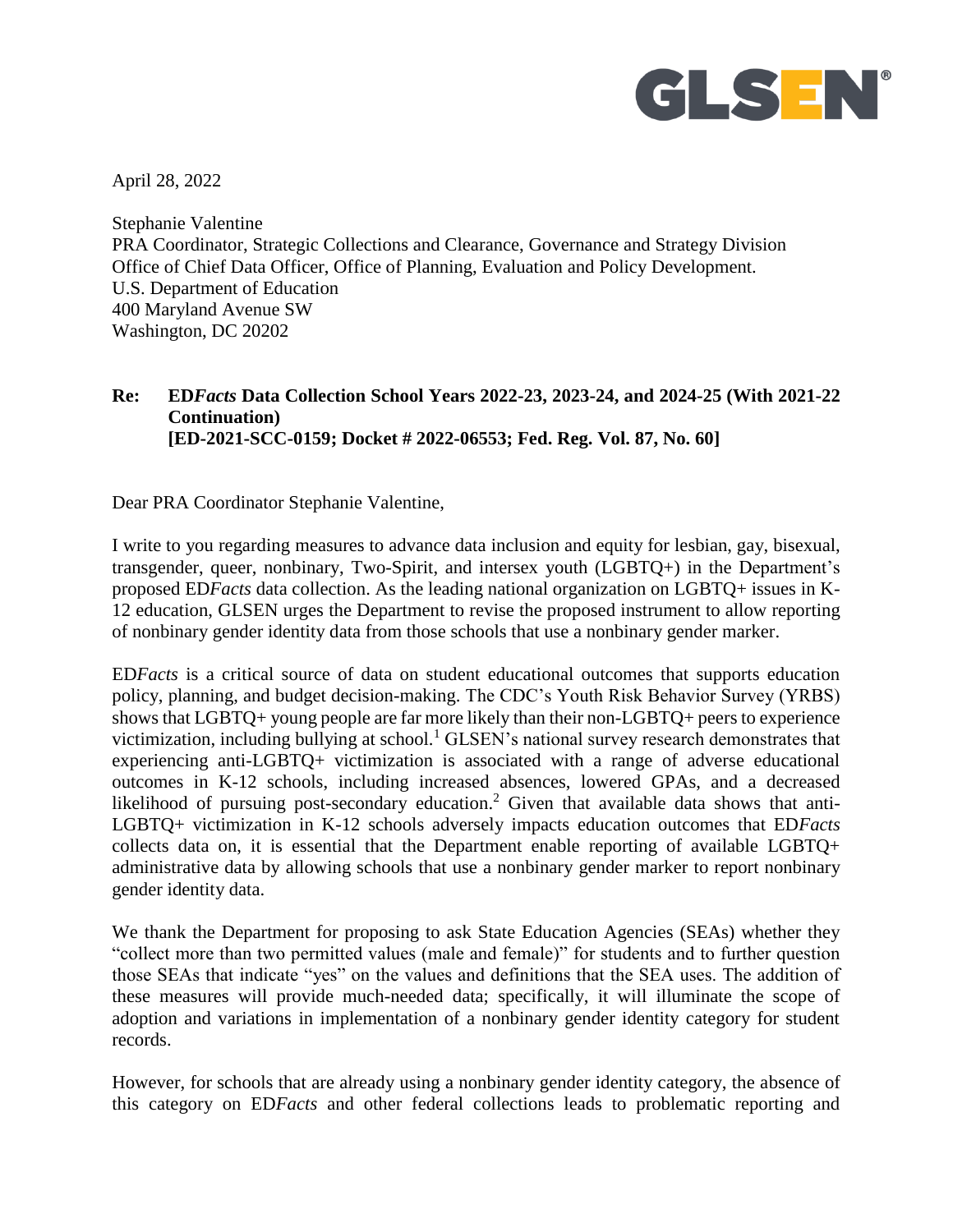GLSEN®

April 28, 2022

Stephanie Valentine
PRA Coordinator, Strategic Collections and Clearance, Governance and Strategy Division
Office of Chief Data Officer, Office of Planning, Evaluation and Policy Development.
U.S. Department of Education
400 Maryland Avenue SW
Washington, DC 20202

**Re: ED*Facts* Data Collection School Years 2022-23, 2023-24, and 2024-25 (With 2021-22 Continuation)**
**[ED-2021-SCC-0159; Docket # 2022-06553; Fed. Reg. Vol. 87, No. 60]**

Dear PRA Coordinator Stephanie Valentine,

I write to you regarding measures to advance data inclusion and equity for lesbian, gay, bisexual, transgender, queer, nonbinary, Two-Spirit, and intersex youth (LGBTQ+) in the Department's proposed ED*Facts* data collection. As the leading national organization on LGBTQ+ issues in K-12 education, GLSEN urges the Department to revise the proposed instrument to allow reporting of nonbinary gender identity data from those schools that use a nonbinary gender marker.

ED*Facts* is a critical source of data on student educational outcomes that supports education policy, planning, and budget decision-making. The CDC's Youth Risk Behavior Survey (YRBS) shows that LGBTQ+ young people are far more likely than their non-LGBTQ+ peers to experience victimization, including bullying at school.[1] GLSEN's national survey research demonstrates that experiencing anti-LGBTQ+ victimization is associated with a range of adverse educational outcomes in K-12 schools, including increased absences, lowered GPAs, and a decreased likelihood of pursuing post-secondary education.[2] Given that available data shows that anti-LGBTQ+ victimization in K-12 schools adversely impacts education outcomes that ED*Facts* collects data on, it is essential that the Department enable reporting of available LGBTQ+ administrative data by allowing schools that use a nonbinary gender marker to report nonbinary gender identity data.

We thank the Department for proposing to ask State Education Agencies (SEAs) whether they "collect more than two permitted values (male and female)" for students and to further question those SEAs that indicate "yes" on the values and definitions that the SEA uses. The addition of these measures will provide much-needed data; specifically, it will illuminate the scope of adoption and variations in implementation of a nonbinary gender identity category for student records.

However, for schools that are already using a nonbinary gender identity category, the absence of this category on ED*Facts* and other federal collections leads to problematic reporting and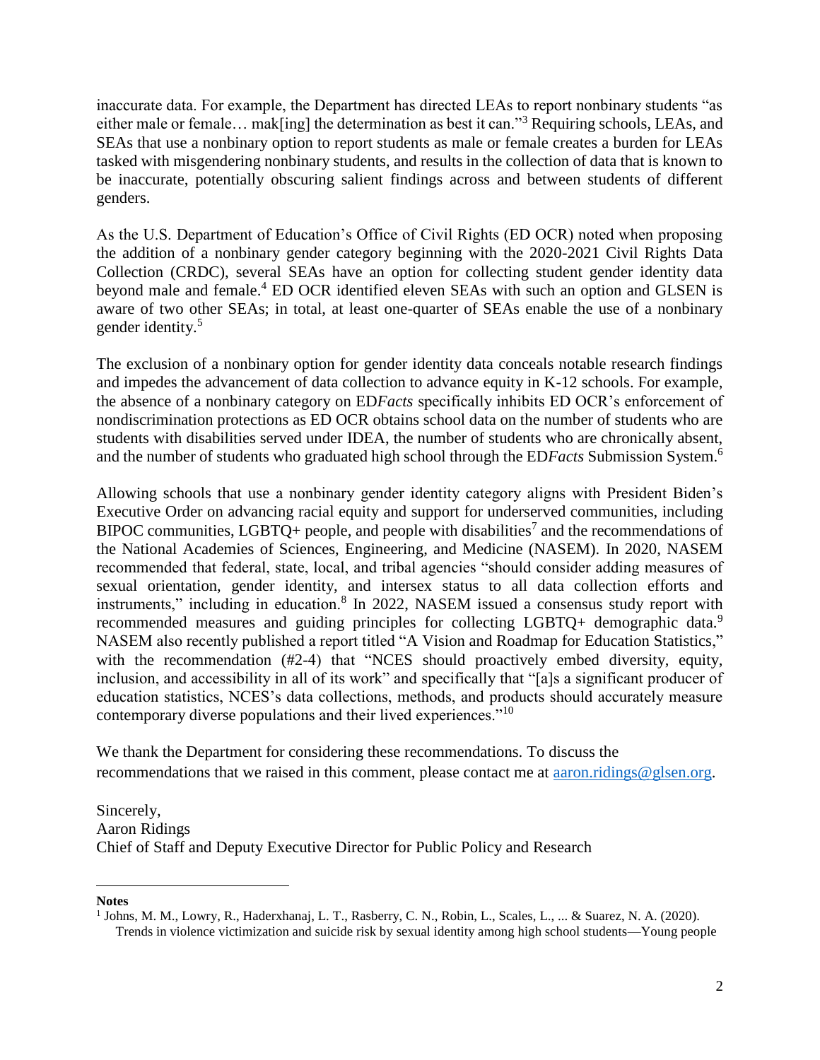inaccurate data. For example, the Department has directed LEAs to report nonbinary students "as either male or female… mak[ing] the determination as best it can."[3] Requiring schools, LEAs, and SEAs that use a nonbinary option to report students as male or female creates a burden for LEAs tasked with misgendering nonbinary students, and results in the collection of data that is known to be inaccurate, potentially obscuring salient findings across and between students of different genders.

As the U.S. Department of Education's Office of Civil Rights (ED OCR) noted when proposing the addition of a nonbinary gender category beginning with the 2020-2021 Civil Rights Data Collection (CRDC), several SEAs have an option for collecting student gender identity data beyond male and female.[4] ED OCR identified eleven SEAs with such an option and GLSEN is aware of two other SEAs; in total, at least one-quarter of SEAs enable the use of a nonbinary gender identity.[5]

The exclusion of a nonbinary option for gender identity data conceals notable research findings and impedes the advancement of data collection to advance equity in K-12 schools. For example, the absence of a nonbinary category on ED*Facts* specifically inhibits ED OCR's enforcement of nondiscrimination protections as ED OCR obtains school data on the number of students who are students with disabilities served under IDEA, the number of students who are chronically absent, and the number of students who graduated high school through the ED*Facts* Submission System.[6]

Allowing schools that use a nonbinary gender identity category aligns with President Biden's Executive Order on advancing racial equity and support for underserved communities, including BIPOC communities, LGBTQ+ people, and people with disabilities[7] and the recommendations of the National Academies of Sciences, Engineering, and Medicine (NASEM). In 2020, NASEM recommended that federal, state, local, and tribal agencies "should consider adding measures of sexual orientation, gender identity, and intersex status to all data collection efforts and instruments," including in education.[8] In 2022, NASEM issued a consensus study report with recommended measures and guiding principles for collecting LGBTQ+ demographic data.[9] NASEM also recently published a report titled "A Vision and Roadmap for Education Statistics," with the recommendation (#2-4) that "NCES should proactively embed diversity, equity, inclusion, and accessibility in all of its work" and specifically that "[a]s a significant producer of education statistics, NCES's data collections, methods, and products should accurately measure contemporary diverse populations and their lived experiences."[10]

We thank the Department for considering these recommendations. To discuss the recommendations that we raised in this comment, please contact me at aaron.ridings@glsen.org.

Sincerely,
Aaron Ridings
Chief of Staff and Deputy Executive Director for Public Policy and Research

**Notes**

[1] Johns, M. M., Lowry, R., Haderxhanaj, L. T., Rasberry, C. N., Robin, L., Scales, L., ... & Suarez, N. A. (2020). Trends in violence victimization and suicide risk by sexual identity among high school students—Young people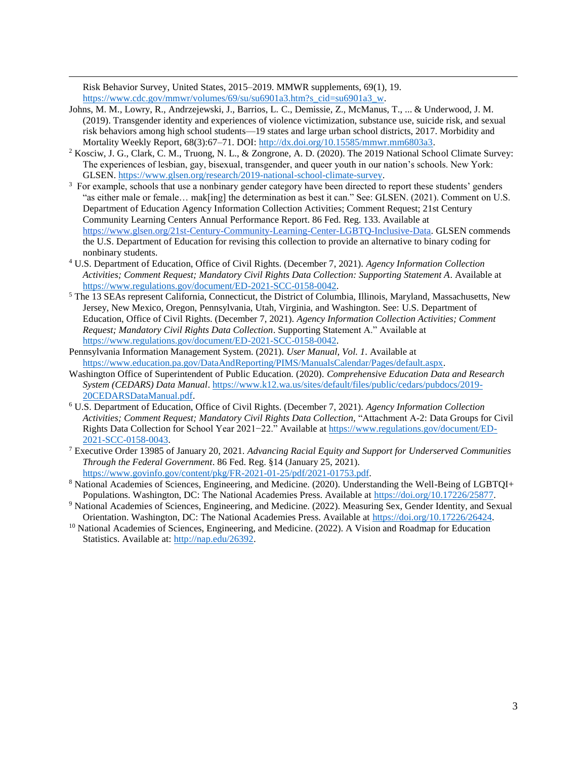Risk Behavior Survey, United States, 2015–2019. MMWR supplements, 69(1), 19. https://www.cdc.gov/mmwr/volumes/69/su/su6901a3.htm?s_cid=su6901a3_w.

Johns, M. M., Lowry, R., Andrzejewski, J., Barrios, L. C., Demissie, Z., McManus, T., ... & Underwood, J. M. (2019). Transgender identity and experiences of violence victimization, substance use, suicide risk, and sexual risk behaviors among high school students—19 states and large urban school districts, 2017. Morbidity and Mortality Weekly Report, 68(3):67–71. DOI: http://dx.doi.org/10.15585/mmwr.mm6803a3.

[2] Kosciw, J. G., Clark, C. M., Truong, N. L., & Zongrone, A. D. (2020). The 2019 National School Climate Survey: The experiences of lesbian, gay, bisexual, transgender, and queer youth in our nation's schools. New York: GLSEN. https://www.glsen.org/research/2019-national-school-climate-survey.

[3] For example, schools that use a nonbinary gender category have been directed to report these students' genders "as either male or female… mak[ing] the determination as best it can." See: GLSEN. (2021). Comment on U.S. Department of Education Agency Information Collection Activities; Comment Request; 21st Century Community Learning Centers Annual Performance Report. 86 Fed. Reg. 133. Available at https://www.glsen.org/21st-Century-Community-Learning-Center-LGBTQ-Inclusive-Data. GLSEN commends the U.S. Department of Education for revising this collection to provide an alternative to binary coding for nonbinary students.

[4] U.S. Department of Education, Office of Civil Rights. (December 7, 2021). *Agency Information Collection Activities; Comment Request; Mandatory Civil Rights Data Collection: Supporting Statement A*. Available at https://www.regulations.gov/document/ED-2021-SCC-0158-0042.

[5] The 13 SEAs represent California, Connecticut, the District of Columbia, Illinois, Maryland, Massachusetts, New Jersey, New Mexico, Oregon, Pennsylvania, Utah, Virginia, and Washington. See: U.S. Department of Education, Office of Civil Rights. (December 7, 2021). *Agency Information Collection Activities; Comment Request; Mandatory Civil Rights Data Collection*. Supporting Statement A." Available at https://www.regulations.gov/document/ED-2021-SCC-0158-0042.

Pennsylvania Information Management System. (2021). *User Manual, Vol. 1*. Available at https://www.education.pa.gov/DataAndReporting/PIMS/ManualsCalendar/Pages/default.aspx.

Washington Office of Superintendent of Public Education. (2020). *Comprehensive Education Data and Research System (CEDARS) Data Manual*. https://www.k12.wa.us/sites/default/files/public/cedars/pubdocs/2019-20CEDARSDataManual.pdf.

[6] U.S. Department of Education, Office of Civil Rights. (December 7, 2021). *Agency Information Collection Activities; Comment Request; Mandatory Civil Rights Data Collection,* "Attachment A-2: Data Groups for Civil Rights Data Collection for School Year 2021−22." Available at https://www.regulations.gov/document/ED-2021-SCC-0158-0043.

[7] Executive Order 13985 of January 20, 2021. *Advancing Racial Equity and Support for Underserved Communities Through the Federal Government*. 86 Fed. Reg. §14 (January 25, 2021). https://www.govinfo.gov/content/pkg/FR-2021-01-25/pdf/2021-01753.pdf.

[8] National Academies of Sciences, Engineering, and Medicine. (2020). Understanding the Well-Being of LGBTQI+ Populations. Washington, DC: The National Academies Press. Available at https://doi.org/10.17226/25877.

[9] National Academies of Sciences, Engineering, and Medicine. (2022). Measuring Sex, Gender Identity, and Sexual Orientation. Washington, DC: The National Academies Press. Available at https://doi.org/10.17226/26424.

[10] National Academies of Sciences, Engineering, and Medicine. (2022). A Vision and Roadmap for Education Statistics. Available at: http://nap.edu/26392.